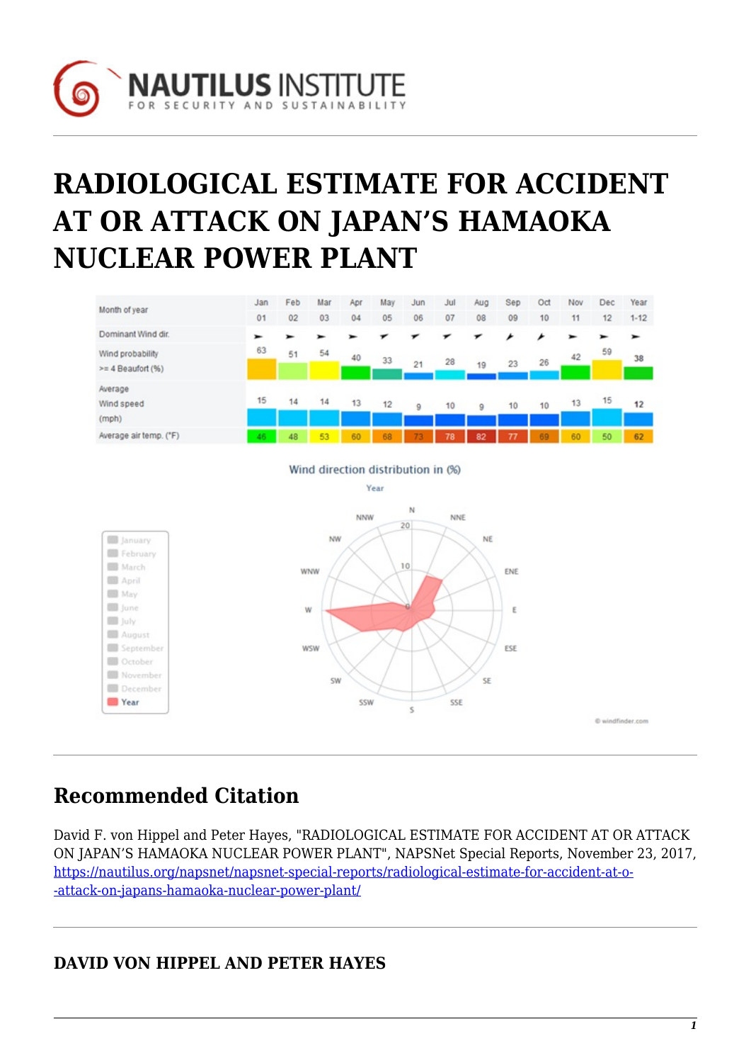# RADIOLOGICAL ESTIMATE FOR ACCIDENT AT OR ATTACK ON JAPAN'S HAMAOKA NUCLEAR POWER PLANT

| Month of year | Jan 01 | Feb 02 | Mar 03 | Apr 04 | May 05 | Jun 06 | Jul 07 | Aug 08 | Sep 09 | Oct 10 | Nov 11 | Dec 12 | Year 1-12 |
|---|---|---|---|---|---|---|---|---|---|---|---|---|---|
| Dominant Wind dir. | | | | | | | | | | | | | |
| Wind probability >= 4 Beaufort (%) | 63 | 51 | 54 | 40 | 33 | 21 | 28 | 19 | 23 | 26 | 42 | 59 | 38 |
| Average Wind speed (mph) | 15 | 14 | 14 | 13 | 12 | 9 | 10 | 9 | 10 | 10 | 13 | 15 | 12 |
| Average air temp. (°F) | 46 | 48 | 53 | 60 | 68 | 73 | 78 | 82 | 77 | 69 | 60 | 50 | 62 |

Wind direction distribution in (%)

Year

© windfinder.com

## Recommended Citation

David F. von Hippel and Peter Hayes, "RADIOLOGICAL ESTIMATE FOR ACCIDENT AT OR ATTACK ON JAPAN'S HAMAOKA NUCLEAR POWER PLANT", NAPSNet Special Reports, November 23, 2017, https://nautilus.org/napsnet/napsnet-special-reports/radiological-estimate-for-accident-at-o-attack-on-japans-hamaoka-nuclear-power-plant/

**DAVID VON HIPPEL AND PETER HAYES**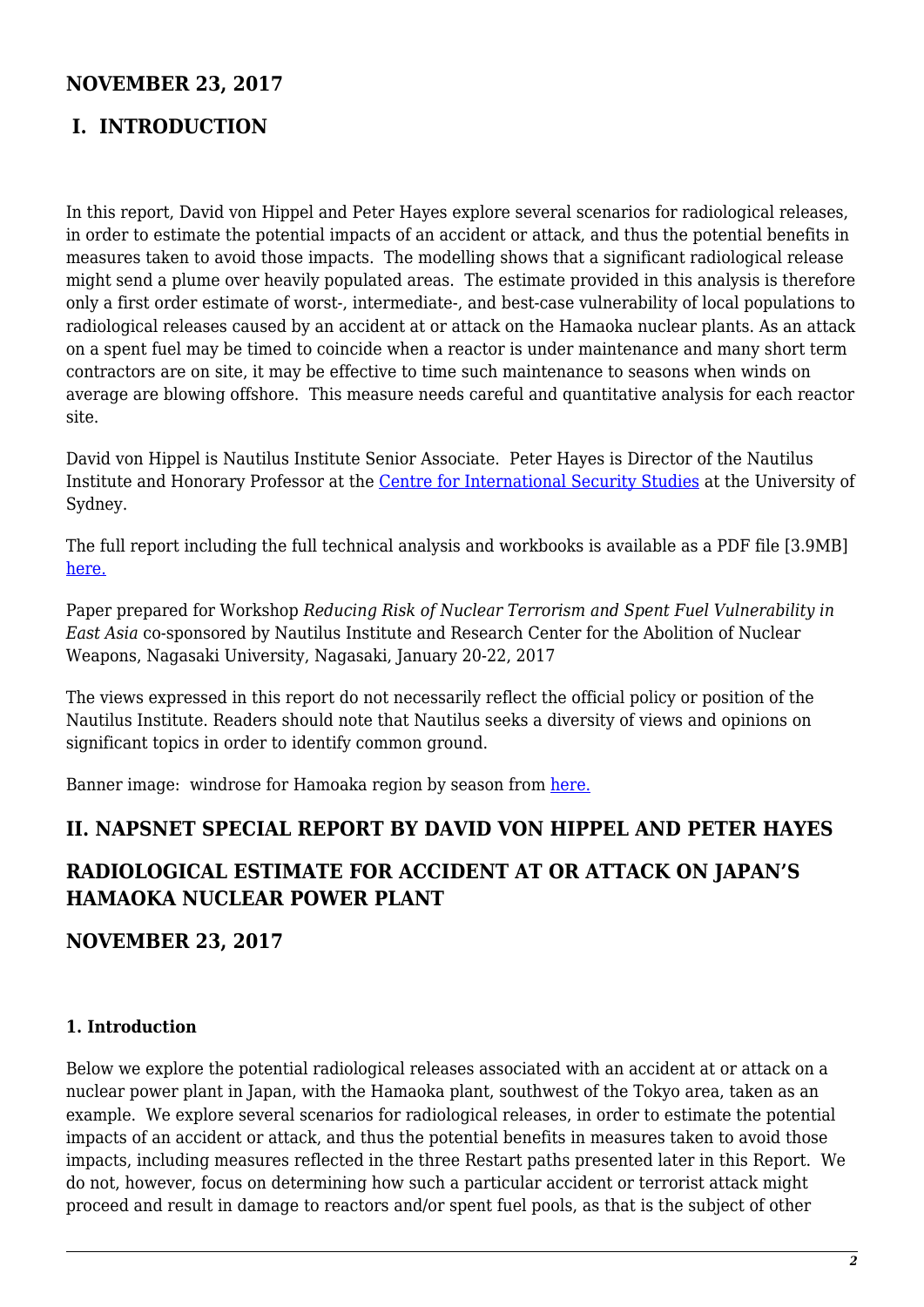## NOVEMBER 23, 2017

## I. INTRODUCTION

In this report, David von Hippel and Peter Hayes explore several scenarios for radiological releases, in order to estimate the potential impacts of an accident or attack, and thus the potential benefits in measures taken to avoid those impacts. The modelling shows that a significant radiological release might send a plume over heavily populated areas. The estimate provided in this analysis is therefore only a first order estimate of worst-, intermediate-, and best-case vulnerability of local populations to radiological releases caused by an accident at or attack on the Hamaoka nuclear plants. As an attack on a spent fuel may be timed to coincide when a reactor is under maintenance and many short term contractors are on site, it may be effective to time such maintenance to seasons when winds on average are blowing offshore. This measure needs careful and quantitative analysis for each reactor site.

David von Hippel is Nautilus Institute Senior Associate. Peter Hayes is Director of the Nautilus Institute and Honorary Professor at the Centre for International Security Studies at the University of Sydney.

The full report including the full technical analysis and workbooks is available as a PDF file [3.9MB] here.

Paper prepared for Workshop *Reducing Risk of Nuclear Terrorism and Spent Fuel Vulnerability in East Asia* co-sponsored by Nautilus Institute and Research Center for the Abolition of Nuclear Weapons, Nagasaki University, Nagasaki, January 20-22, 2017

The views expressed in this report do not necessarily reflect the official policy or position of the Nautilus Institute. Readers should note that Nautilus seeks a diversity of views and opinions on significant topics in order to identify common ground.

Banner image: windrose for Hamoaka region by season from here.

## II. NAPSNET SPECIAL REPORT BY DAVID VON HIPPEL AND PETER HAYES

## RADIOLOGICAL ESTIMATE FOR ACCIDENT AT OR ATTACK ON JAPAN'S HAMAOKA NUCLEAR POWER PLANT

## NOVEMBER 23, 2017

### 1. Introduction

Below we explore the potential radiological releases associated with an accident at or attack on a nuclear power plant in Japan, with the Hamaoka plant, southwest of the Tokyo area, taken as an example. We explore several scenarios for radiological releases, in order to estimate the potential impacts of an accident or attack, and thus the potential benefits in measures taken to avoid those impacts, including measures reflected in the three Restart paths presented later in this Report. We do not, however, focus on determining how such a particular accident or terrorist attack might proceed and result in damage to reactors and/or spent fuel pools, as that is the subject of other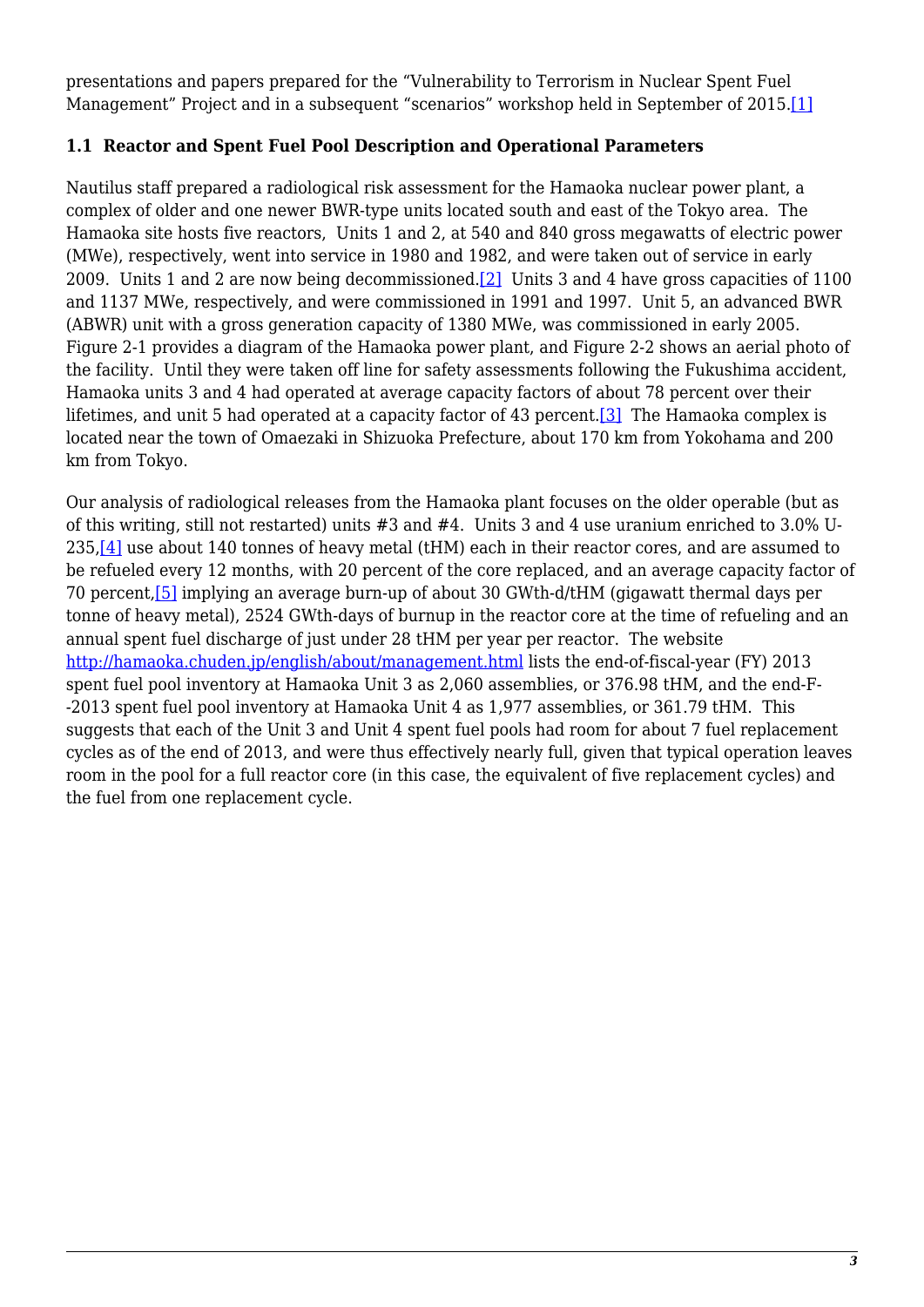presentations and papers prepared for the "Vulnerability to Terrorism in Nuclear Spent Fuel Management" Project and in a subsequent "scenarios" workshop held in September of 2015.[1]

### 1.1 Reactor and Spent Fuel Pool Description and Operational Parameters

Nautilus staff prepared a radiological risk assessment for the Hamaoka nuclear power plant, a complex of older and one newer BWR-type units located south and east of the Tokyo area. The Hamaoka site hosts five reactors, Units 1 and 2, at 540 and 840 gross megawatts of electric power (MWe), respectively, went into service in 1980 and 1982, and were taken out of service in early 2009. Units 1 and 2 are now being decommissioned.[2] Units 3 and 4 have gross capacities of 1100 and 1137 MWe, respectively, and were commissioned in 1991 and 1997. Unit 5, an advanced BWR (ABWR) unit with a gross generation capacity of 1380 MWe, was commissioned in early 2005. Figure 2-1 provides a diagram of the Hamaoka power plant, and Figure 2-2 shows an aerial photo of the facility. Until they were taken off line for safety assessments following the Fukushima accident, Hamaoka units 3 and 4 had operated at average capacity factors of about 78 percent over their lifetimes, and unit 5 had operated at a capacity factor of 43 percent.[3] The Hamaoka complex is located near the town of Omaezaki in Shizuoka Prefecture, about 170 km from Yokohama and 200 km from Tokyo.

Our analysis of radiological releases from the Hamaoka plant focuses on the older operable (but as of this writing, still not restarted) units #3 and #4. Units 3 and 4 use uranium enriched to 3.0% U-235,[4] use about 140 tonnes of heavy metal (tHM) each in their reactor cores, and are assumed to be refueled every 12 months, with 20 percent of the core replaced, and an average capacity factor of 70 percent,[5] implying an average burn-up of about 30 GWth-d/tHM (gigawatt thermal days per tonne of heavy metal), 2524 GWth-days of burnup in the reactor core at the time of refueling and an annual spent fuel discharge of just under 28 tHM per year per reactor. The website http://hamaoka.chuden.jp/english/about/management.html lists the end-of-fiscal-year (FY) 2013 spent fuel pool inventory at Hamaoka Unit 3 as 2,060 assemblies, or 376.98 tHM, and the end-F--2013 spent fuel pool inventory at Hamaoka Unit 4 as 1,977 assemblies, or 361.79 tHM. This suggests that each of the Unit 3 and Unit 4 spent fuel pools had room for about 7 fuel replacement cycles as of the end of 2013, and were thus effectively nearly full, given that typical operation leaves room in the pool for a full reactor core (in this case, the equivalent of five replacement cycles) and the fuel from one replacement cycle.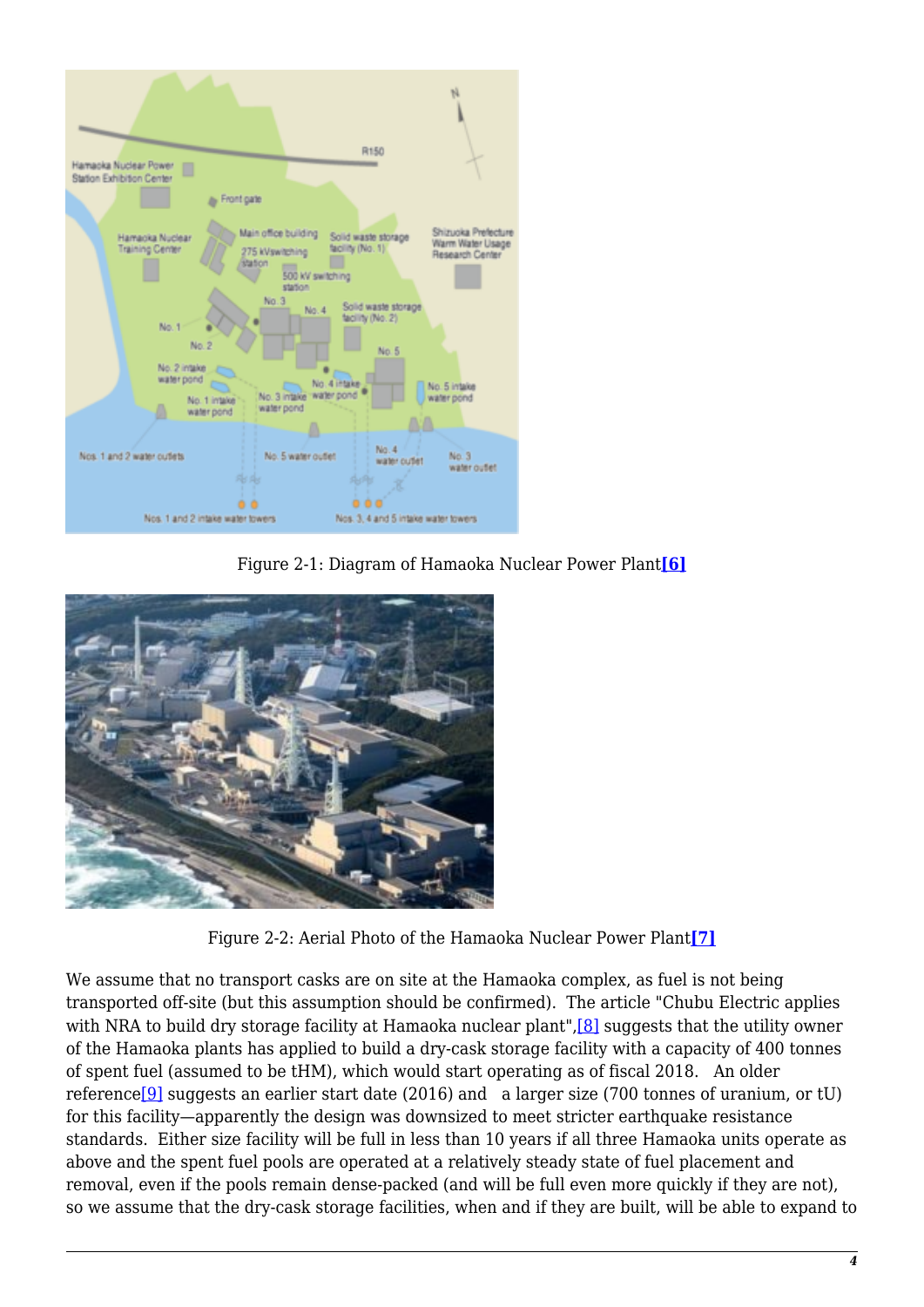Figure 2-1: Diagram of Hamaoka Nuclear Power Plant[6]

Figure 2-2: Aerial Photo of the Hamaoka Nuclear Power Plant[7]

We assume that no transport casks are on site at the Hamaoka complex, as fuel is not being transported off-site (but this assumption should be confirmed). The article "Chubu Electric applies with NRA to build dry storage facility at Hamaoka nuclear plant",[8] suggests that the utility owner of the Hamaoka plants has applied to build a dry-cask storage facility with a capacity of 400 tonnes of spent fuel (assumed to be tHM), which would start operating as of fiscal 2018. An older reference[9] suggests an earlier start date (2016) and a larger size (700 tonnes of uranium, or tU) for this facility—apparently the design was downsized to meet stricter earthquake resistance standards. Either size facility will be full in less than 10 years if all three Hamaoka units operate as above and the spent fuel pools are operated at a relatively steady state of fuel placement and removal, even if the pools remain dense-packed (and will be full even more quickly if they are not), so we assume that the dry-cask storage facilities, when and if they are built, will be able to expand to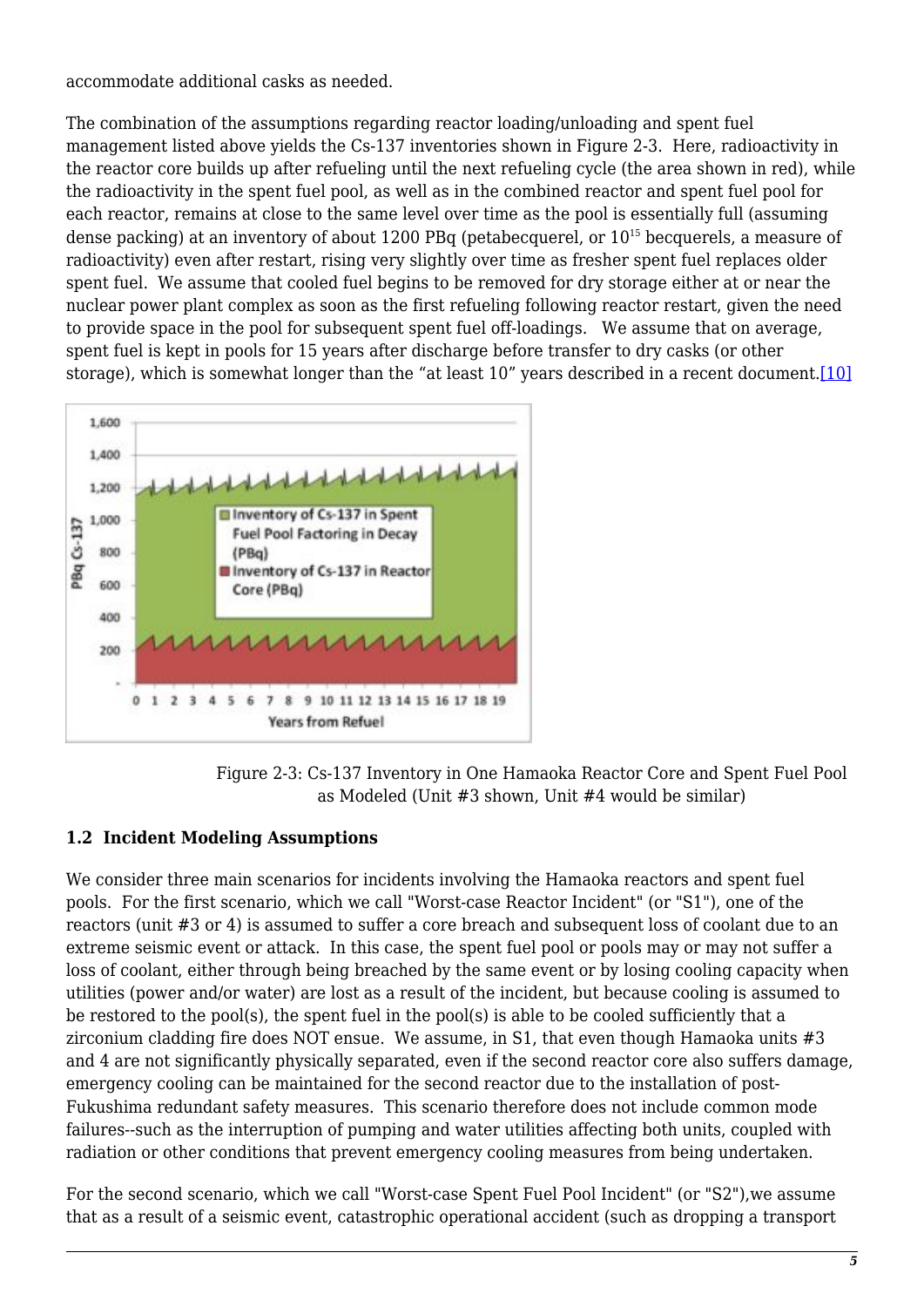accommodate additional casks as needed.

The combination of the assumptions regarding reactor loading/unloading and spent fuel management listed above yields the Cs-137 inventories shown in Figure 2-3. Here, radioactivity in the reactor core builds up after refueling until the next refueling cycle (the area shown in red), while the radioactivity in the spent fuel pool, as well as in the combined reactor and spent fuel pool for each reactor, remains at close to the same level over time as the pool is essentially full (assuming dense packing) at an inventory of about 1200 PBq (petabecquerel, or $10^{15}$ becquerels, a measure of radioactivity) even after restart, rising very slightly over time as fresher spent fuel replaces older spent fuel. We assume that cooled fuel begins to be removed for dry storage either at or near the nuclear power plant complex as soon as the first refueling following reactor restart, given the need to provide space in the pool for subsequent spent fuel off-loadings. We assume that on average, spent fuel is kept in pools for 15 years after discharge before transfer to dry casks (or other storage), which is somewhat longer than the "at least 10" years described in a recent document.[10]

Figure 2-3: Cs-137 Inventory in One Hamaoka Reactor Core and Spent Fuel Pool as Modeled (Unit #3 shown, Unit #4 would be similar)

## 1.2 Incident Modeling Assumptions

We consider three main scenarios for incidents involving the Hamaoka reactors and spent fuel pools. For the first scenario, which we call "Worst-case Reactor Incident" (or "S1"), one of the reactors (unit #3 or 4) is assumed to suffer a core breach and subsequent loss of coolant due to an extreme seismic event or attack. In this case, the spent fuel pool or pools may or may not suffer a loss of coolant, either through being breached by the same event or by losing cooling capacity when utilities (power and/or water) are lost as a result of the incident, but because cooling is assumed to be restored to the pool(s), the spent fuel in the pool(s) is able to be cooled sufficiently that a zirconium cladding fire does NOT ensue. We assume, in S1, that even though Hamaoka units #3 and 4 are not significantly physically separated, even if the second reactor core also suffers damage, emergency cooling can be maintained for the second reactor due to the installation of post-Fukushima redundant safety measures. This scenario therefore does not include common mode failures--such as the interruption of pumping and water utilities affecting both units, coupled with radiation or other conditions that prevent emergency cooling measures from being undertaken.

For the second scenario, which we call "Worst-case Spent Fuel Pool Incident" (or "S2"),we assume that as a result of a seismic event, catastrophic operational accident (such as dropping a transport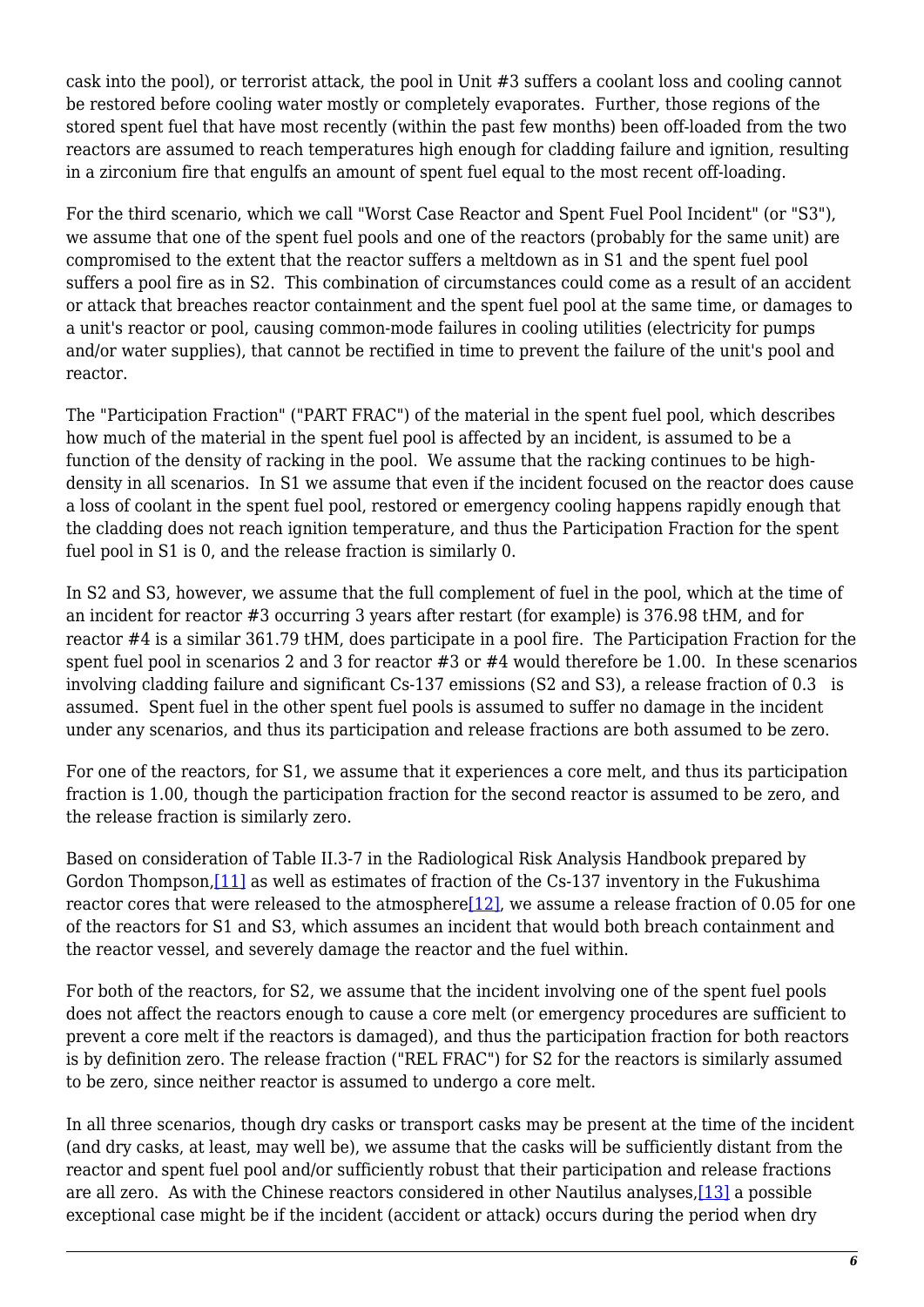cask into the pool), or terrorist attack, the pool in Unit #3 suffers a coolant loss and cooling cannot be restored before cooling water mostly or completely evaporates. Further, those regions of the stored spent fuel that have most recently (within the past few months) been off-loaded from the two reactors are assumed to reach temperatures high enough for cladding failure and ignition, resulting in a zirconium fire that engulfs an amount of spent fuel equal to the most recent off-loading.

For the third scenario, which we call "Worst Case Reactor and Spent Fuel Pool Incident" (or "S3"), we assume that one of the spent fuel pools and one of the reactors (probably for the same unit) are compromised to the extent that the reactor suffers a meltdown as in S1 and the spent fuel pool suffers a pool fire as in S2. This combination of circumstances could come as a result of an accident or attack that breaches reactor containment and the spent fuel pool at the same time, or damages to a unit's reactor or pool, causing common-mode failures in cooling utilities (electricity for pumps and/or water supplies), that cannot be rectified in time to prevent the failure of the unit's pool and reactor.

The "Participation Fraction" ("PART FRAC") of the material in the spent fuel pool, which describes how much of the material in the spent fuel pool is affected by an incident, is assumed to be a function of the density of racking in the pool. We assume that the racking continues to be high-density in all scenarios. In S1 we assume that even if the incident focused on the reactor does cause a loss of coolant in the spent fuel pool, restored or emergency cooling happens rapidly enough that the cladding does not reach ignition temperature, and thus the Participation Fraction for the spent fuel pool in S1 is 0, and the release fraction is similarly 0.

In S2 and S3, however, we assume that the full complement of fuel in the pool, which at the time of an incident for reactor #3 occurring 3 years after restart (for example) is 376.98 tHM, and for reactor #4 is a similar 361.79 tHM, does participate in a pool fire. The Participation Fraction for the spent fuel pool in scenarios 2 and 3 for reactor #3 or #4 would therefore be 1.00. In these scenarios involving cladding failure and significant Cs-137 emissions (S2 and S3), a release fraction of 0.3 is assumed. Spent fuel in the other spent fuel pools is assumed to suffer no damage in the incident under any scenarios, and thus its participation and release fractions are both assumed to be zero.

For one of the reactors, for S1, we assume that it experiences a core melt, and thus its participation fraction is 1.00, though the participation fraction for the second reactor is assumed to be zero, and the release fraction is similarly zero.

Based on consideration of Table II.3-7 in the Radiological Risk Analysis Handbook prepared by Gordon Thompson,[11] as well as estimates of fraction of the Cs-137 inventory in the Fukushima reactor cores that were released to the atmosphere[12], we assume a release fraction of 0.05 for one of the reactors for S1 and S3, which assumes an incident that would both breach containment and the reactor vessel, and severely damage the reactor and the fuel within.

For both of the reactors, for S2, we assume that the incident involving one of the spent fuel pools does not affect the reactors enough to cause a core melt (or emergency procedures are sufficient to prevent a core melt if the reactors is damaged), and thus the participation fraction for both reactors is by definition zero. The release fraction ("REL FRAC") for S2 for the reactors is similarly assumed to be zero, since neither reactor is assumed to undergo a core melt.

In all three scenarios, though dry casks or transport casks may be present at the time of the incident (and dry casks, at least, may well be), we assume that the casks will be sufficiently distant from the reactor and spent fuel pool and/or sufficiently robust that their participation and release fractions are all zero. As with the Chinese reactors considered in other Nautilus analyses,[13] a possible exceptional case might be if the incident (accident or attack) occurs during the period when dry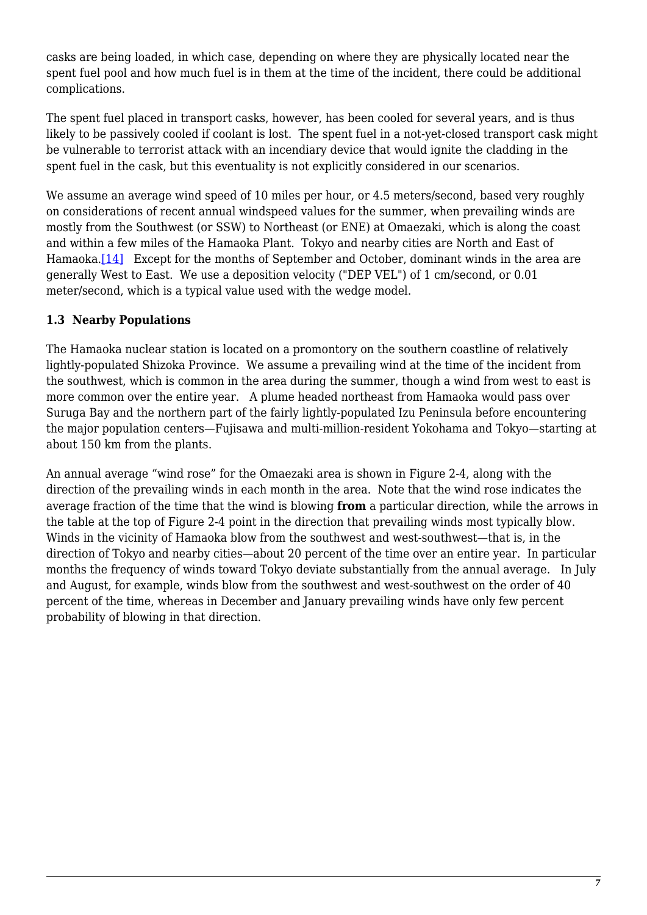casks are being loaded, in which case, depending on where they are physically located near the spent fuel pool and how much fuel is in them at the time of the incident, there could be additional complications.

The spent fuel placed in transport casks, however, has been cooled for several years, and is thus likely to be passively cooled if coolant is lost. The spent fuel in a not-yet-closed transport cask might be vulnerable to terrorist attack with an incendiary device that would ignite the cladding in the spent fuel in the cask, but this eventuality is not explicitly considered in our scenarios.

We assume an average wind speed of 10 miles per hour, or 4.5 meters/second, based very roughly on considerations of recent annual windspeed values for the summer, when prevailing winds are mostly from the Southwest (or SSW) to Northeast (or ENE) at Omaezaki, which is along the coast and within a few miles of the Hamaoka Plant. Tokyo and nearby cities are North and East of Hamaoka.[14] Except for the months of September and October, dominant winds in the area are generally West to East. We use a deposition velocity ("DEP VEL") of 1 cm/second, or 0.01 meter/second, which is a typical value used with the wedge model.

### 1.3 Nearby Populations

The Hamaoka nuclear station is located on a promontory on the southern coastline of relatively lightly-populated Shizoka Province. We assume a prevailing wind at the time of the incident from the southwest, which is common in the area during the summer, though a wind from west to east is more common over the entire year. A plume headed northeast from Hamaoka would pass over Suruga Bay and the northern part of the fairly lightly-populated Izu Peninsula before encountering the major population centers—Fujisawa and multi-million-resident Yokohama and Tokyo—starting at about 150 km from the plants.

An annual average "wind rose" for the Omaezaki area is shown in Figure 2-4, along with the direction of the prevailing winds in each month in the area. Note that the wind rose indicates the average fraction of the time that the wind is blowing **from** a particular direction, while the arrows in the table at the top of Figure 2-4 point in the direction that prevailing winds most typically blow. Winds in the vicinity of Hamaoka blow from the southwest and west-southwest—that is, in the direction of Tokyo and nearby cities—about 20 percent of the time over an entire year. In particular months the frequency of winds toward Tokyo deviate substantially from the annual average. In July and August, for example, winds blow from the southwest and west-southwest on the order of 40 percent of the time, whereas in December and January prevailing winds have only few percent probability of blowing in that direction.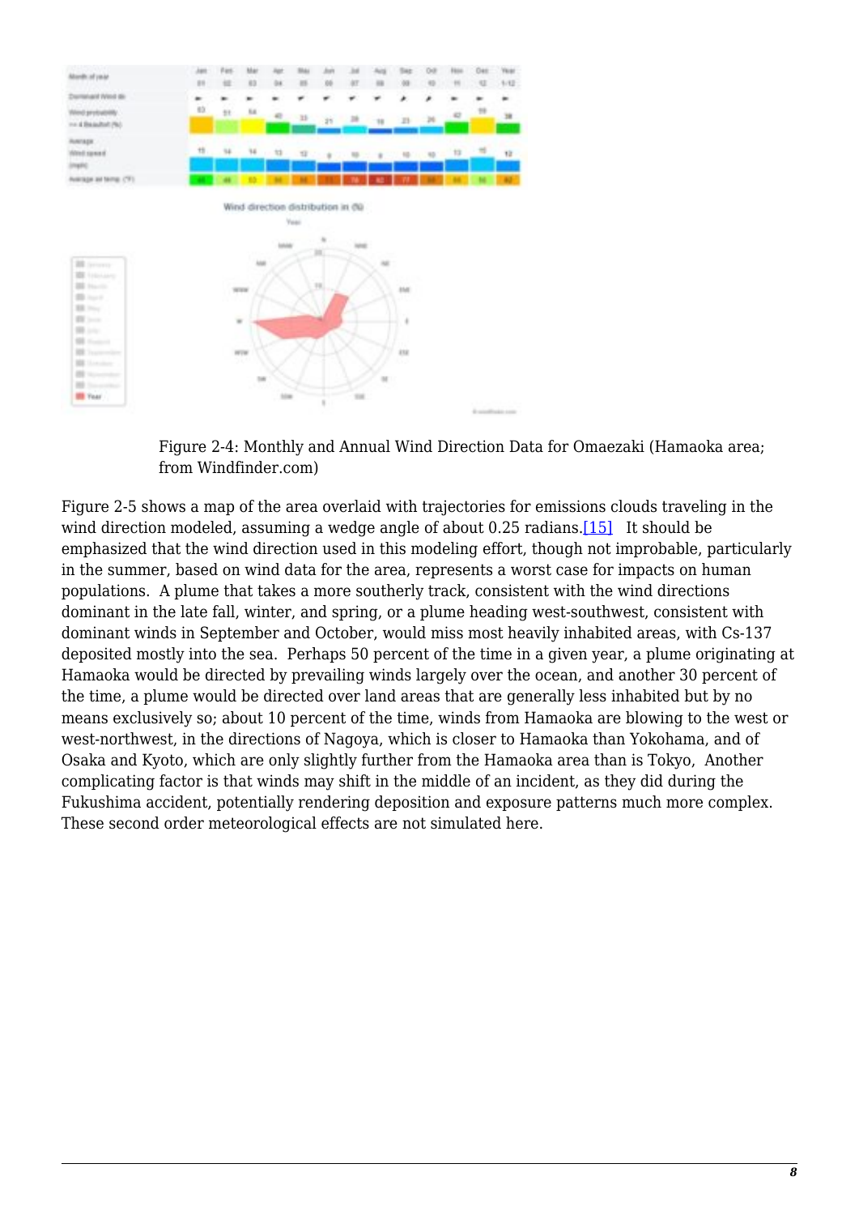Figure 2-4: Monthly and Annual Wind Direction Data for Omaezaki (Hamaoka area; from Windfinder.com)

Figure 2-5 shows a map of the area overlaid with trajectories for emissions clouds traveling in the wind direction modeled, assuming a wedge angle of about 0.25 radians.[15]  It should be emphasized that the wind direction used in this modeling effort, though not improbable, particularly in the summer, based on wind data for the area, represents a worst case for impacts on human populations.  A plume that takes a more southerly track, consistent with the wind directions dominant in the late fall, winter, and spring, or a plume heading west-southwest, consistent with dominant winds in September and October, would miss most heavily inhabited areas, with Cs-137 deposited mostly into the sea.  Perhaps 50 percent of the time in a given year, a plume originating at Hamaoka would be directed by prevailing winds largely over the ocean, and another 30 percent of the time, a plume would be directed over land areas that are generally less inhabited but by no means exclusively so; about 10 percent of the time, winds from Hamaoka are blowing to the west or west-northwest, in the directions of Nagoya, which is closer to Hamaoka than Yokohama, and of Osaka and Kyoto, which are only slightly further from the Hamaoka area than is Tokyo,  Another complicating factor is that winds may shift in the middle of an incident, as they did during the Fukushima accident, potentially rendering deposition and exposure patterns much more complex.  These second order meteorological effects are not simulated here.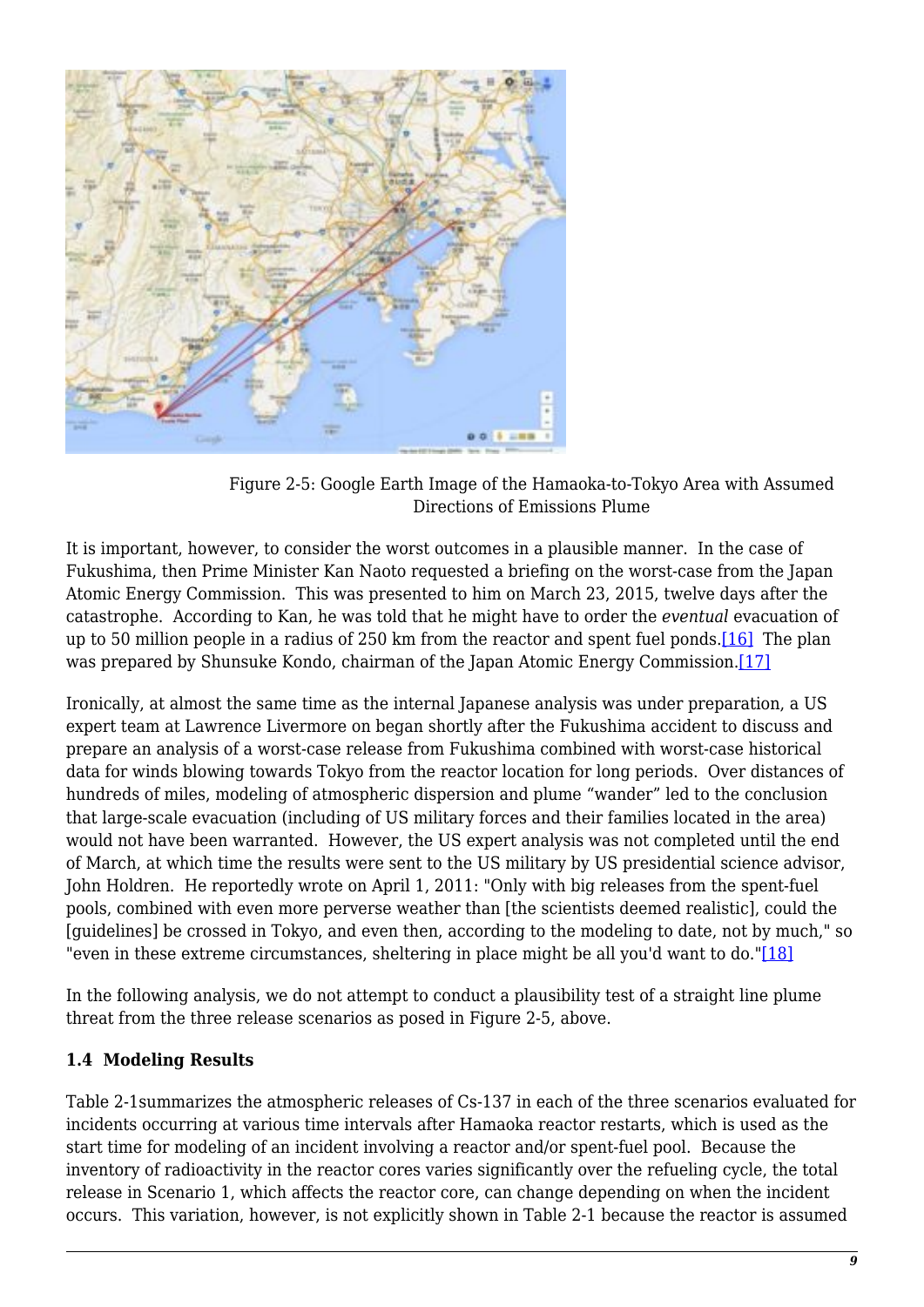Figure 2-5: Google Earth Image of the Hamaoka-to-Tokyo Area with Assumed Directions of Emissions Plume

It is important, however, to consider the worst outcomes in a plausible manner. In the case of Fukushima, then Prime Minister Kan Naoto requested a briefing on the worst-case from the Japan Atomic Energy Commission. This was presented to him on March 23, 2015, twelve days after the catastrophe. According to Kan, he was told that he might have to order the *eventual* evacuation of up to 50 million people in a radius of 250 km from the reactor and spent fuel ponds.[16] The plan was prepared by Shunsuke Kondo, chairman of the Japan Atomic Energy Commission.[17]

Ironically, at almost the same time as the internal Japanese analysis was under preparation, a US expert team at Lawrence Livermore on began shortly after the Fukushima accident to discuss and prepare an analysis of a worst-case release from Fukushima combined with worst-case historical data for winds blowing towards Tokyo from the reactor location for long periods. Over distances of hundreds of miles, modeling of atmospheric dispersion and plume "wander" led to the conclusion that large-scale evacuation (including of US military forces and their families located in the area) would not have been warranted. However, the US expert analysis was not completed until the end of March, at which time the results were sent to the US military by US presidential science advisor, John Holdren. He reportedly wrote on April 1, 2011: "Only with big releases from the spent-fuel pools, combined with even more perverse weather than [the scientists deemed realistic], could the [guidelines] be crossed in Tokyo, and even then, according to the modeling to date, not by much," so "even in these extreme circumstances, sheltering in place might be all you'd want to do."[18]

In the following analysis, we do not attempt to conduct a plausibility test of a straight line plume threat from the three release scenarios as posed in Figure 2-5, above.

### 1.4 Modeling Results

Table 2-1summarizes the atmospheric releases of Cs-137 in each of the three scenarios evaluated for incidents occurring at various time intervals after Hamaoka reactor restarts, which is used as the start time for modeling of an incident involving a reactor and/or spent-fuel pool. Because the inventory of radioactivity in the reactor cores varies significantly over the refueling cycle, the total release in Scenario 1, which affects the reactor core, can change depending on when the incident occurs. This variation, however, is not explicitly shown in Table 2-1 because the reactor is assumed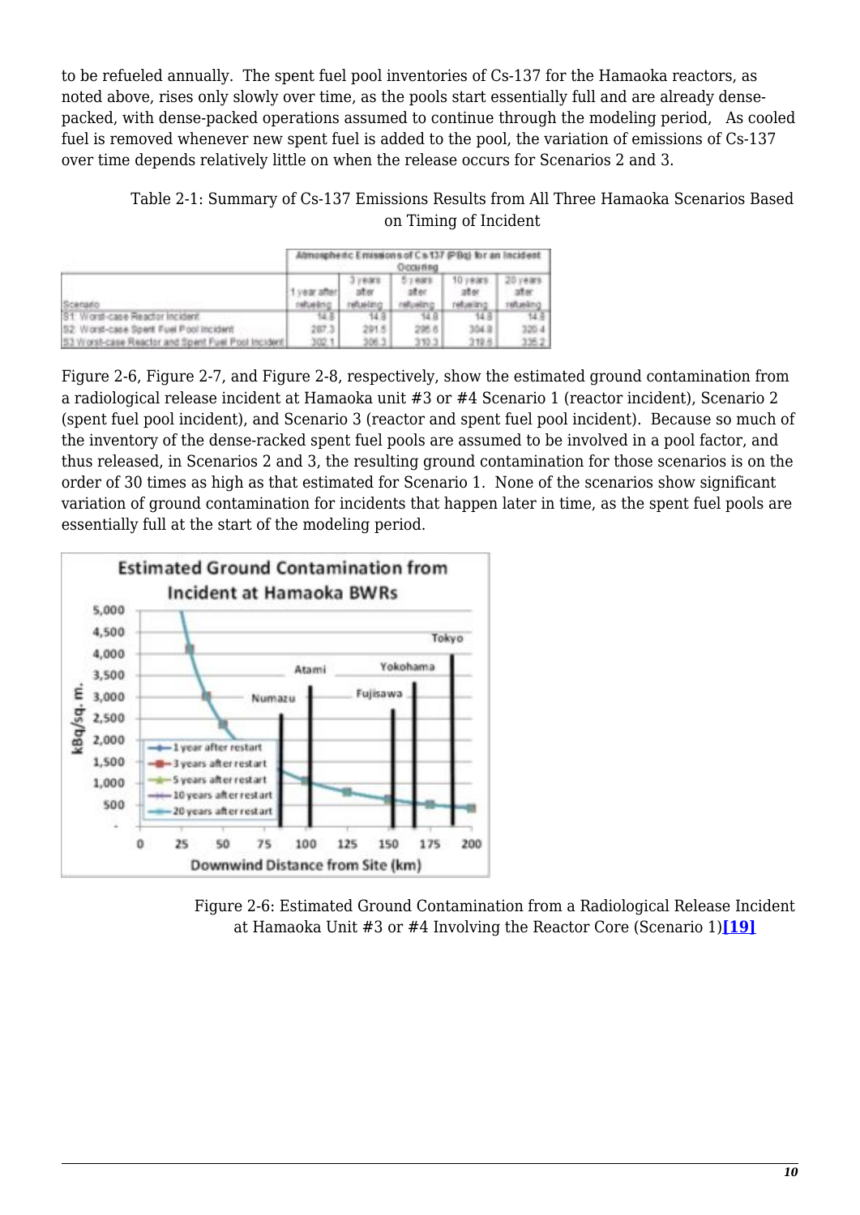to be refueled annually. The spent fuel pool inventories of Cs-137 for the Hamaoka reactors, as noted above, rises only slowly over time, as the pools start essentially full and are already dense-packed, with dense-packed operations assumed to continue through the modeling period, As cooled fuel is removed whenever new spent fuel is added to the pool, the variation of emissions of Cs-137 over time depends relatively little on when the release occurs for Scenarios 2 and 3.

Table 2-1: Summary of Cs-137 Emissions Results from All Three Hamaoka Scenarios Based on Timing of Incident

| Scenario | Atmospheric Emissions of Cs-137 (PBq) for an Incident Occurring | | | | |
|---|---|---|---|---|---|
| | 1 year after refueling | 3 years after refueling | 5 years after refueling | 10 years after refueling | 20 years after refueling |
| S1: Worst-case Reactor Incident | 14.8 | 14.8 | 14.8 | 14.8 | 14.8 |
| S2: Worst-case Spent Fuel Pool Incident | 287.3 | 291.5 | 295.6 | 304.8 | 320.4 |
| S3: Worst-case Reactor and Spent Fuel Pool Incident | 302.1 | 306.3 | 310.3 | 319.6 | 335.2 |

Figure 2-6, Figure 2-7, and Figure 2-8, respectively, show the estimated ground contamination from a radiological release incident at Hamaoka unit #3 or #4 Scenario 1 (reactor incident), Scenario 2 (spent fuel pool incident), and Scenario 3 (reactor and spent fuel pool incident). Because so much of the inventory of the dense-racked spent fuel pools are assumed to be involved in a pool factor, and thus released, in Scenarios 2 and 3, the resulting ground contamination for those scenarios is on the order of 30 times as high as that estimated for Scenario 1. None of the scenarios show significant variation of ground contamination for incidents that happen later in time, as the spent fuel pools are essentially full at the start of the modeling period.

Figure 2-6: Estimated Ground Contamination from a Radiological Release Incident at Hamaoka Unit #3 or #4 Involving the Reactor Core (Scenario 1)[19]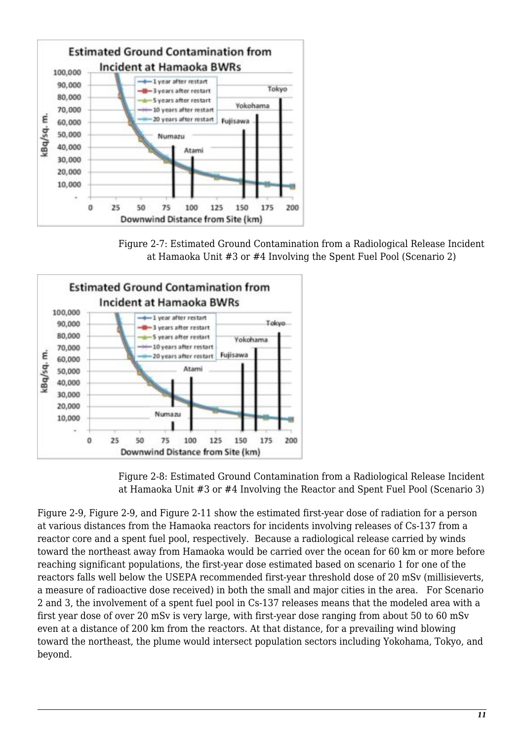Figure 2-7: Estimated Ground Contamination from a Radiological Release Incident at Hamaoka Unit #3 or #4 Involving the Spent Fuel Pool (Scenario 2)

Figure 2-8: Estimated Ground Contamination from a Radiological Release Incident at Hamaoka Unit #3 or #4 Involving the Reactor and Spent Fuel Pool (Scenario 3)

Figure 2-9, Figure 2-9, and Figure 2-11 show the estimated first-year dose of radiation for a person at various distances from the Hamaoka reactors for incidents involving releases of Cs-137 from a reactor core and a spent fuel pool, respectively. Because a radiological release carried by winds toward the northeast away from Hamaoka would be carried over the ocean for 60 km or more before reaching significant populations, the first-year dose estimated based on scenario 1 for one of the reactors falls well below the USEPA recommended first-year threshold dose of 20 mSv (millisieverts, a measure of radioactive dose received) in both the small and major cities in the area. For Scenario 2 and 3, the involvement of a spent fuel pool in Cs-137 releases means that the modeled area with a first year dose of over 20 mSv is very large, with first-year dose ranging from about 50 to 60 mSv even at a distance of 200 km from the reactors. At that distance, for a prevailing wind blowing toward the northeast, the plume would intersect population sectors including Yokohama, Tokyo, and beyond.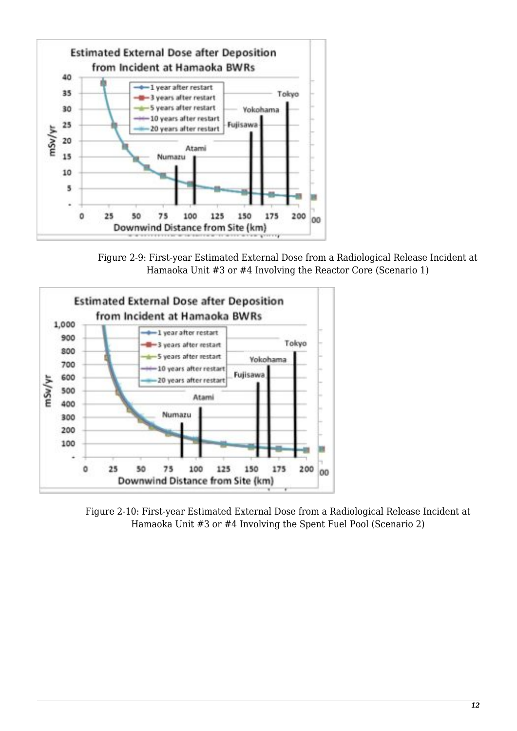Figure 2-9: First-year Estimated External Dose from a Radiological Release Incident at Hamaoka Unit #3 or #4 Involving the Reactor Core (Scenario 1)

Figure 2-10: First-year Estimated External Dose from a Radiological Release Incident at Hamaoka Unit #3 or #4 Involving the Spent Fuel Pool (Scenario 2)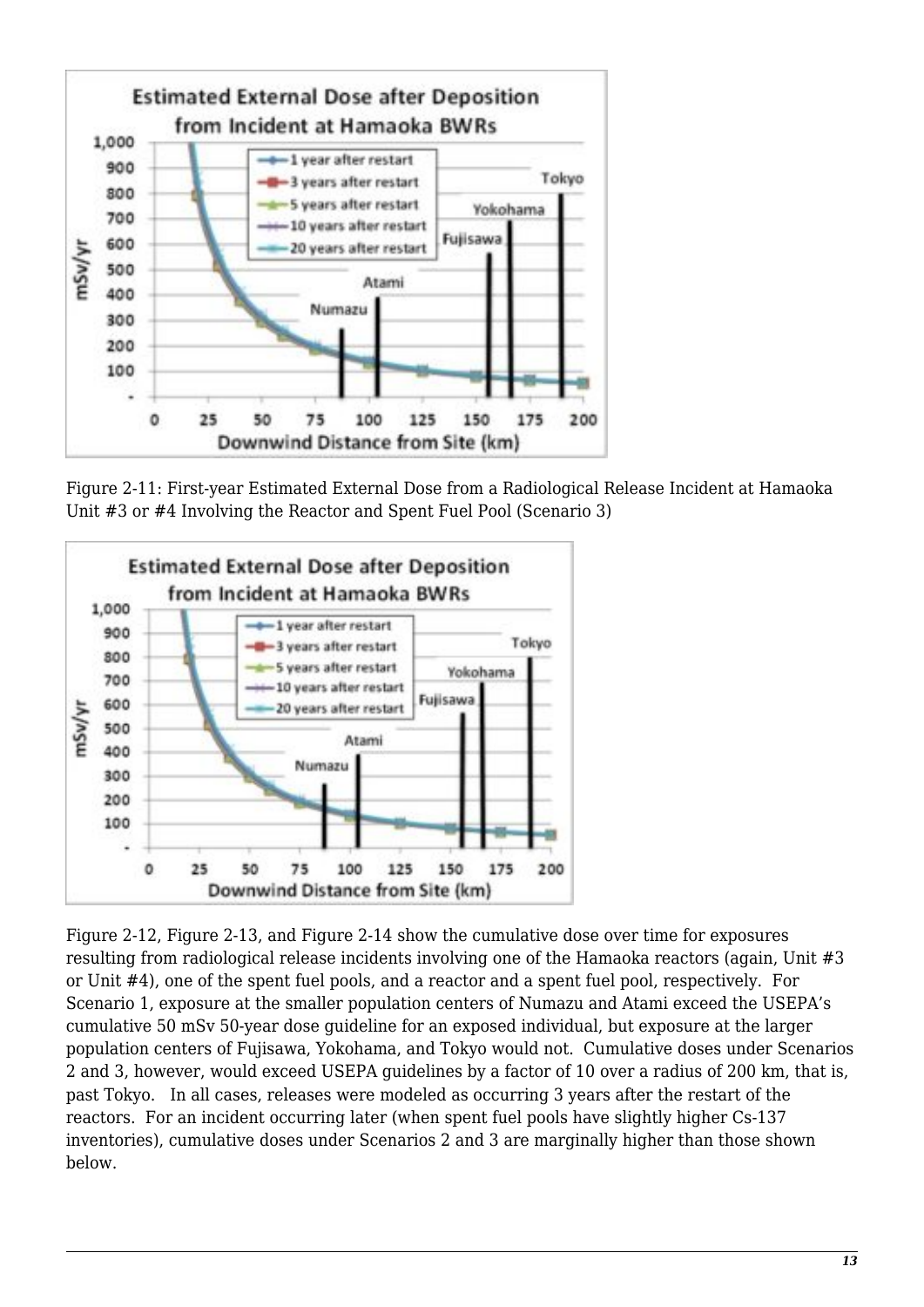Figure 2-11: First-year Estimated External Dose from a Radiological Release Incident at Hamaoka Unit #3 or #4 Involving the Reactor and Spent Fuel Pool (Scenario 3)

Figure 2-12, Figure 2-13, and Figure 2-14 show the cumulative dose over time for exposures resulting from radiological release incidents involving one of the Hamaoka reactors (again, Unit #3 or Unit #4), one of the spent fuel pools, and a reactor and a spent fuel pool, respectively. For Scenario 1, exposure at the smaller population centers of Numazu and Atami exceed the USEPA's cumulative 50 mSv 50-year dose guideline for an exposed individual, but exposure at the larger population centers of Fujisawa, Yokohama, and Tokyo would not. Cumulative doses under Scenarios 2 and 3, however, would exceed USEPA guidelines by a factor of 10 over a radius of 200 km, that is, past Tokyo. In all cases, releases were modeled as occurring 3 years after the restart of the reactors. For an incident occurring later (when spent fuel pools have slightly higher Cs-137 inventories), cumulative doses under Scenarios 2 and 3 are marginally higher than those shown below.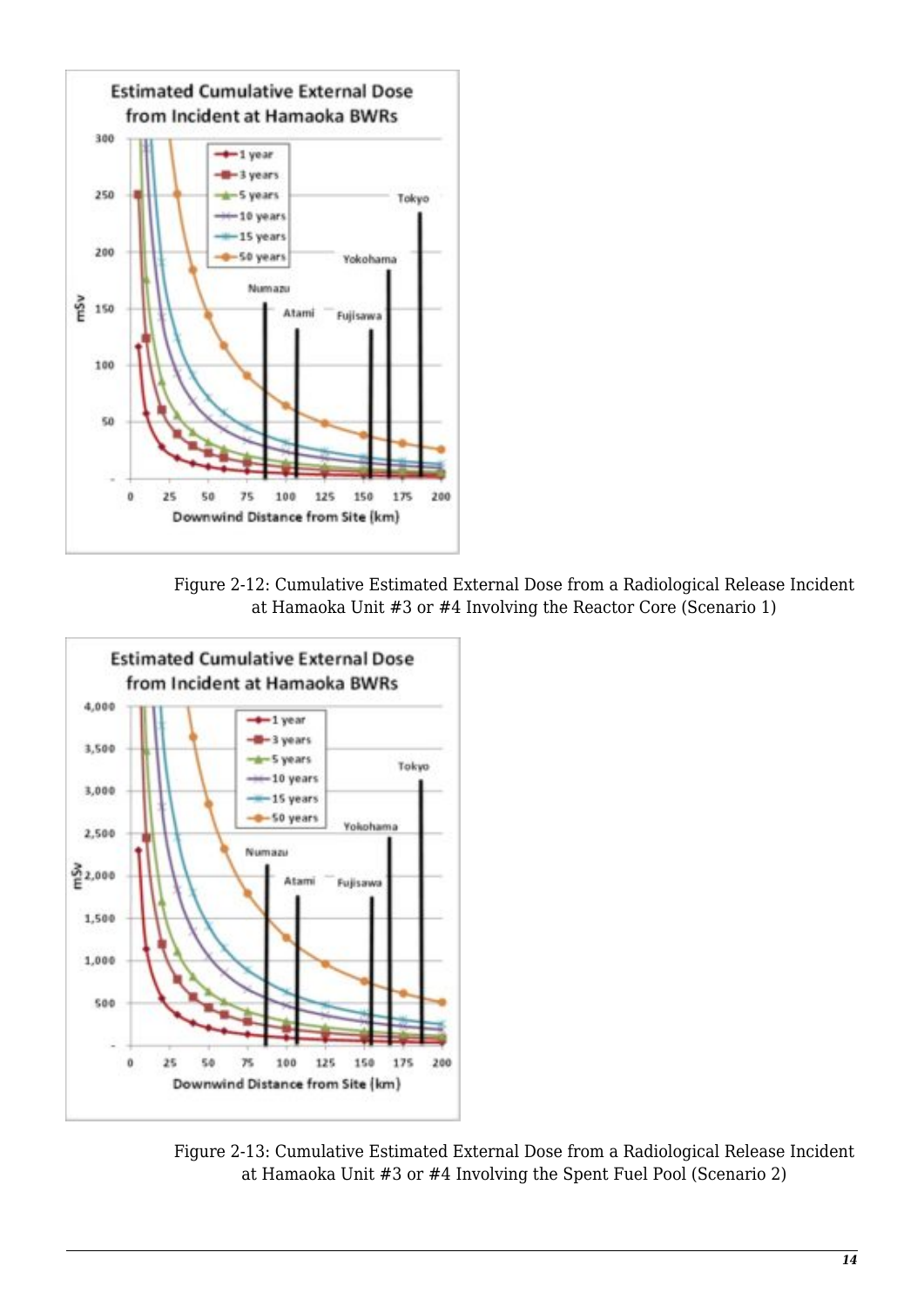Figure 2-12: Cumulative Estimated External Dose from a Radiological Release Incident at Hamaoka Unit #3 or #4 Involving the Reactor Core (Scenario 1)

Figure 2-13: Cumulative Estimated External Dose from a Radiological Release Incident at Hamaoka Unit #3 or #4 Involving the Spent Fuel Pool (Scenario 2)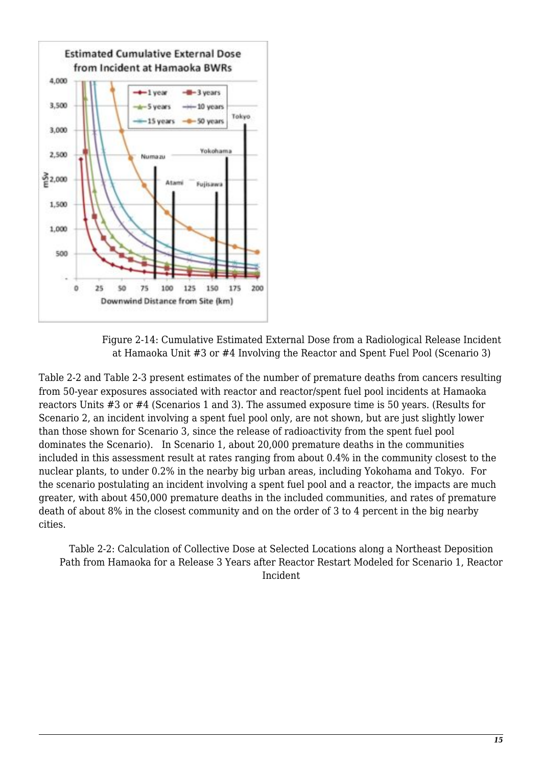Figure 2-14: Cumulative Estimated External Dose from a Radiological Release Incident at Hamaoka Unit #3 or #4 Involving the Reactor and Spent Fuel Pool (Scenario 3)

Table 2-2 and Table 2-3 present estimates of the number of premature deaths from cancers resulting from 50-year exposures associated with reactor and reactor/spent fuel pool incidents at Hamaoka reactors Units #3 or #4 (Scenarios 1 and 3). The assumed exposure time is 50 years. (Results for Scenario 2, an incident involving a spent fuel pool only, are not shown, but are just slightly lower than those shown for Scenario 3, since the release of radioactivity from the spent fuel pool dominates the Scenario). In Scenario 1, about 20,000 premature deaths in the communities included in this assessment result at rates ranging from about 0.4% in the community closest to the nuclear plants, to under 0.2% in the nearby big urban areas, including Yokohama and Tokyo. For the scenario postulating an incident involving a spent fuel pool and a reactor, the impacts are much greater, with about 450,000 premature deaths in the included communities, and rates of premature death of about 8% in the closest community and on the order of 3 to 4 percent in the big nearby cities.

Table 2-2: Calculation of Collective Dose at Selected Locations along a Northeast Deposition Path from Hamaoka for a Release 3 Years after Reactor Restart Modeled for Scenario 1, Reactor Incident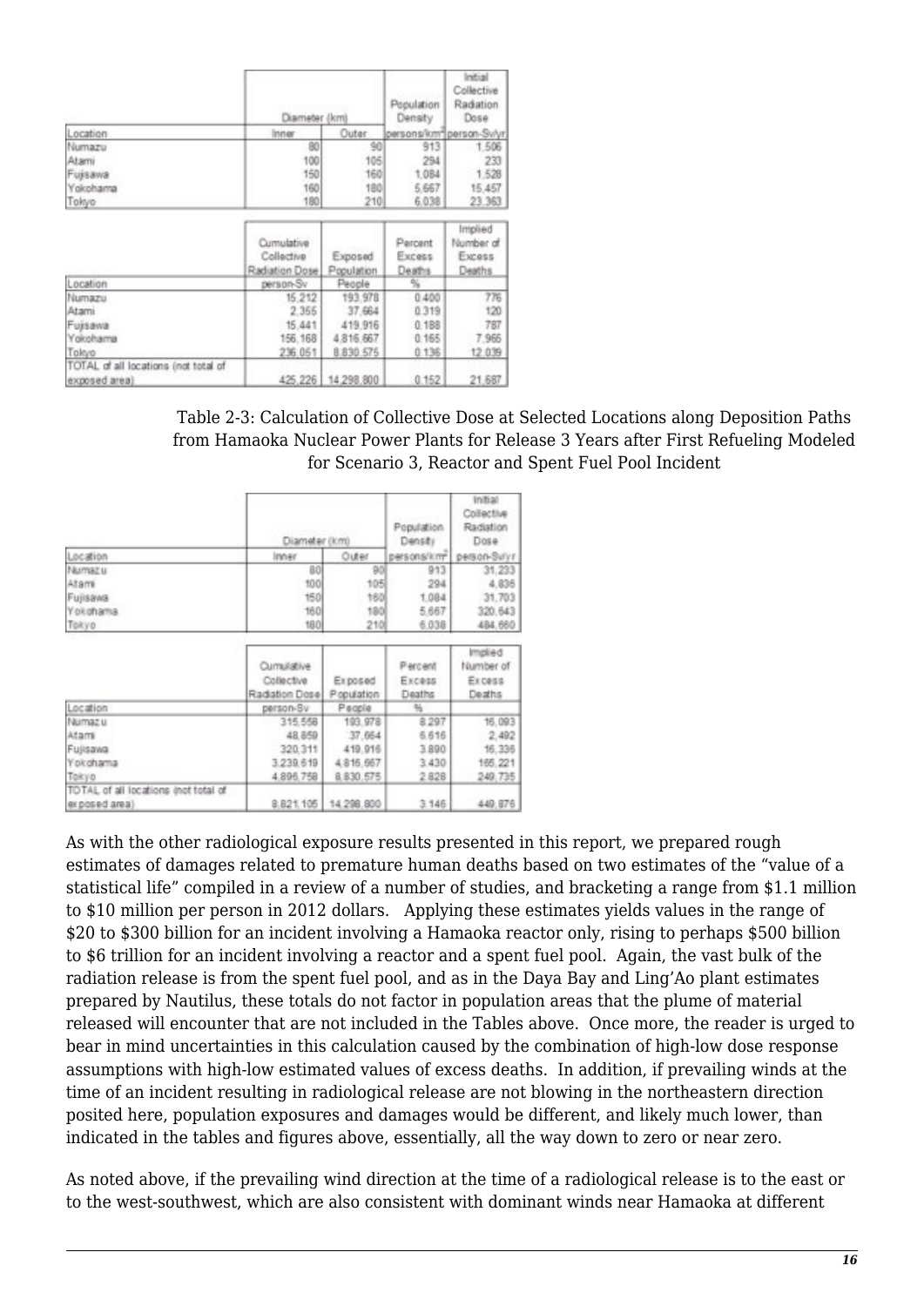| Location | Diameter (km) | | Population Density | Initial Collective Radiation Dose |
|---|---|---|---|---|
| Location | Inner | Outer | persons/km² | person-Sv/yr |
| Numazu | 80 | 90 | 913 | 1,506 |
| Atami | 100 | 105 | 294 | 233 |
| Fujisawa | 150 | 160 | 1,084 | 1,528 |
| Yokohama | 160 | 180 | 5,667 | 15,457 |
| Tokyo | 180 | 210 | 6,038 | 23,363 |

| Location | Cumulative Collective Radiation Dose | Exposed Population | Percent Excess Deaths | Implied Number of Excess Deaths |
|---|---|---|---|---|
| Location | person-Sv | People | % | |
| Numazu | 15,212 | 193,978 | 0.400 | 776 |
| Atami | 2,355 | 37,664 | 0.319 | 120 |
| Fujisawa | 15,441 | 419,916 | 0.188 | 787 |
| Yokohama | 156,168 | 4,816,667 | 0.165 | 7,965 |
| Tokyo | 236,051 | 8,830,575 | 0.136 | 12,039 |
| TOTAL of all locations (not total of exposed area) | 425,226 | 14,298,800 | 0.152 | 21,687 |

Table 2-3: Calculation of Collective Dose at Selected Locations along Deposition Paths from Hamaoka Nuclear Power Plants for Release 3 Years after First Refueling Modeled for Scenario 3, Reactor and Spent Fuel Pool Incident

| Location | Diameter (km) | | Population Density | Initial Collective Radiation Dose |
|---|---|---|---|---|
| Location | Inner | Outer | persons/km² | person-Sv/yr |
| Numazu | 80 | 90 | 913 | 31,233 |
| Atami | 100 | 105 | 294 | 4,836 |
| Fujisawa | 150 | 160 | 1,084 | 31,703 |
| Yokohama | 160 | 180 | 5,667 | 320,643 |
| Tokyo | 180 | 210 | 6,038 | 484,660 |

| Location | Cumulative Collective Radiation Dose | Exposed Population | Percent Excess Deaths | Implied Number of Excess Deaths |
|---|---|---|---|---|
| Location | person-Sv | People | % | |
| Numazu | 315,558 | 193,978 | 8.297 | 16,093 |
| Atami | 48,859 | 37,664 | 6.616 | 2,492 |
| Fujisawa | 320,311 | 419,916 | 3.890 | 16,336 |
| Yokohama | 3,239,619 | 4,816,667 | 3.430 | 165,221 |
| Tokyo | 4,896,758 | 8,830,575 | 2.828 | 249,735 |
| TOTAL of all locations (not total of exposed area) | 8,821,105 | 14,298,800 | 3.146 | 449,876 |

As with the other radiological exposure results presented in this report, we prepared rough estimates of damages related to premature human deaths based on two estimates of the "value of a statistical life" compiled in a review of a number of studies, and bracketing a range from $1.1 million to $10 million per person in 2012 dollars. Applying these estimates yields values in the range of $20 to $300 billion for an incident involving a Hamaoka reactor only, rising to perhaps $500 billion to $6 trillion for an incident involving a reactor and a spent fuel pool. Again, the vast bulk of the radiation release is from the spent fuel pool, and as in the Daya Bay and Ling'Ao plant estimates prepared by Nautilus, these totals do not factor in population areas that the plume of material released will encounter that are not included in the Tables above. Once more, the reader is urged to bear in mind uncertainties in this calculation caused by the combination of high-low dose response assumptions with high-low estimated values of excess deaths. In addition, if prevailing winds at the time of an incident resulting in radiological release are not blowing in the northeastern direction posited here, population exposures and damages would be different, and likely much lower, than indicated in the tables and figures above, essentially, all the way down to zero or near zero.

As noted above, if the prevailing wind direction at the time of a radiological release is to the east or to the west-southwest, which are also consistent with dominant winds near Hamaoka at different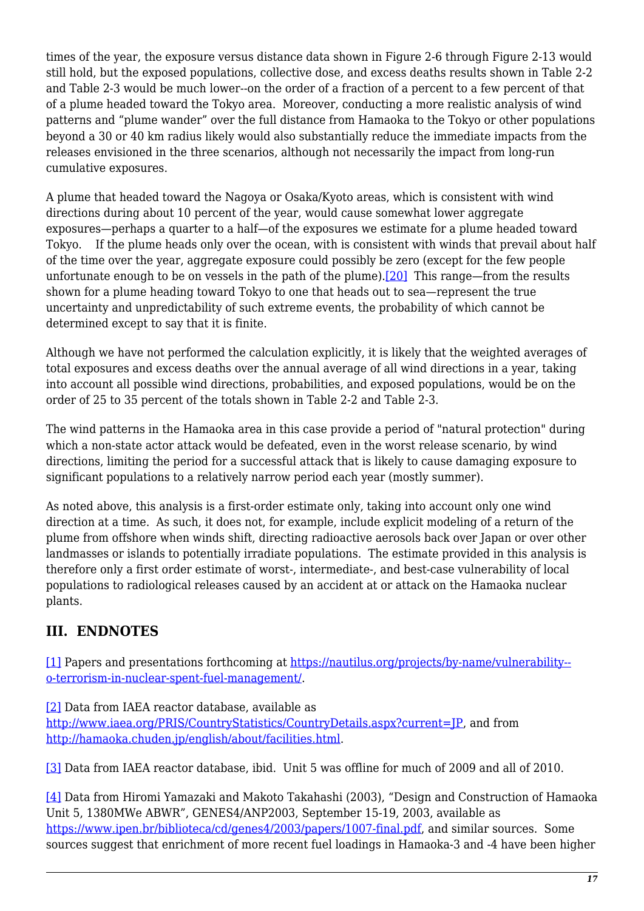times of the year, the exposure versus distance data shown in Figure 2-6 through Figure 2-13 would still hold, but the exposed populations, collective dose, and excess deaths results shown in Table 2-2 and Table 2-3 would be much lower--on the order of a fraction of a percent to a few percent of that of a plume headed toward the Tokyo area. Moreover, conducting a more realistic analysis of wind patterns and "plume wander" over the full distance from Hamaoka to the Tokyo or other populations beyond a 30 or 40 km radius likely would also substantially reduce the immediate impacts from the releases envisioned in the three scenarios, although not necessarily the impact from long-run cumulative exposures.

A plume that headed toward the Nagoya or Osaka/Kyoto areas, which is consistent with wind directions during about 10 percent of the year, would cause somewhat lower aggregate exposures—perhaps a quarter to a half—of the exposures we estimate for a plume headed toward Tokyo. If the plume heads only over the ocean, with is consistent with winds that prevail about half of the time over the year, aggregate exposure could possibly be zero (except for the few people unfortunate enough to be on vessels in the path of the plume).[20] This range—from the results shown for a plume heading toward Tokyo to one that heads out to sea—represent the true uncertainty and unpredictability of such extreme events, the probability of which cannot be determined except to say that it is finite.

Although we have not performed the calculation explicitly, it is likely that the weighted averages of total exposures and excess deaths over the annual average of all wind directions in a year, taking into account all possible wind directions, probabilities, and exposed populations, would be on the order of 25 to 35 percent of the totals shown in Table 2-2 and Table 2-3.

The wind patterns in the Hamaoka area in this case provide a period of "natural protection" during which a non-state actor attack would be defeated, even in the worst release scenario, by wind directions, limiting the period for a successful attack that is likely to cause damaging exposure to significant populations to a relatively narrow period each year (mostly summer).

As noted above, this analysis is a first-order estimate only, taking into account only one wind direction at a time. As such, it does not, for example, include explicit modeling of a return of the plume from offshore when winds shift, directing radioactive aerosols back over Japan or over other landmasses or islands to potentially irradiate populations. The estimate provided in this analysis is therefore only a first order estimate of worst-, intermediate-, and best-case vulnerability of local populations to radiological releases caused by an accident at or attack on the Hamaoka nuclear plants.

## III. ENDNOTES

[1] Papers and presentations forthcoming at https://nautilus.org/projects/by-name/vulnerability--o-terrorism-in-nuclear-spent-fuel-management/.

[2] Data from IAEA reactor database, available as http://www.iaea.org/PRIS/CountryStatistics/CountryDetails.aspx?current=JP, and from http://hamaoka.chuden.jp/english/about/facilities.html.

[3] Data from IAEA reactor database, ibid. Unit 5 was offline for much of 2009 and all of 2010.

[4] Data from Hiromi Yamazaki and Makoto Takahashi (2003), "Design and Construction of Hamaoka Unit 5, 1380MWe ABWR", GENES4/ANP2003, September 15-19, 2003, available as https://www.ipen.br/biblioteca/cd/genes4/2003/papers/1007-final.pdf, and similar sources. Some sources suggest that enrichment of more recent fuel loadings in Hamaoka-3 and -4 have been higher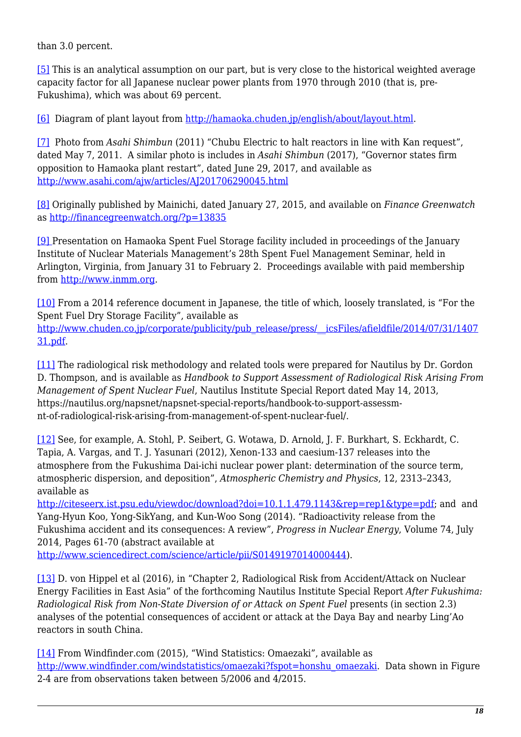than 3.0 percent.

[5] This is an analytical assumption on our part, but is very close to the historical weighted average capacity factor for all Japanese nuclear power plants from 1970 through 2010 (that is, pre-Fukushima), which was about 69 percent.

[6] Diagram of plant layout from http://hamaoka.chuden.jp/english/about/layout.html.

[7] Photo from *Asahi Shimbun* (2011) "Chubu Electric to halt reactors in line with Kan request", dated May 7, 2011. A similar photo is includes in *Asahi Shimbun* (2017), "Governor states firm opposition to Hamaoka plant restart", dated June 29, 2017, and available as http://www.asahi.com/ajw/articles/AJ201706290045.html

[8] Originally published by Mainichi, dated January 27, 2015, and available on *Finance Greenwatch* as http://financegreenwatch.org/?p=13835

[9] Presentation on Hamaoka Spent Fuel Storage facility included in proceedings of the January Institute of Nuclear Materials Management's 28th Spent Fuel Management Seminar, held in Arlington, Virginia, from January 31 to February 2. Proceedings available with paid membership from http://www.inmm.org.

[10] From a 2014 reference document in Japanese, the title of which, loosely translated, is "For the Spent Fuel Dry Storage Facility", available as http://www.chuden.co.jp/corporate/publicity/pub_release/press/__icsFiles/afieldfile/2014/07/31/140731.pdf.

[11] The radiological risk methodology and related tools were prepared for Nautilus by Dr. Gordon D. Thompson, and is available as *Handbook to Support Assessment of Radiological Risk Arising From Management of Spent Nuclear Fuel*, Nautilus Institute Special Report dated May 14, 2013, https://nautilus.org/napsnet/napsnet-special-reports/handbook-to-support-assessm-nt-of-radiological-risk-arising-from-management-of-spent-nuclear-fuel/.

[12] See, for example, A. Stohl, P. Seibert, G. Wotawa, D. Arnold, J. F. Burkhart, S. Eckhardt, C. Tapia, A. Vargas, and T. J. Yasunari (2012), Xenon-133 and caesium-137 releases into the atmosphere from the Fukushima Dai-ichi nuclear power plant: determination of the source term, atmospheric dispersion, and deposition", *Atmospheric Chemistry and Physics*, 12, 2313–2343, available as http://citeseerx.ist.psu.edu/viewdoc/download?doi=10.1.1.479.1143&rep=rep1&type=pdf; and and Yang-Hyun Koo, Yong-SikYang, and Kun-Woo Song (2014). "Radioactivity release from the Fukushima accident and its consequences: A review", *Progress in Nuclear Energy*, Volume 74, July 2014, Pages 61-70 (abstract available at http://www.sciencedirect.com/science/article/pii/S0149197014000444).

[13] D. von Hippel et al (2016), in "Chapter 2, Radiological Risk from Accident/Attack on Nuclear Energy Facilities in East Asia" of the forthcoming Nautilus Institute Special Report *After Fukushima: Radiological Risk from Non-State Diversion of or Attack on Spent Fuel* presents (in section 2.3) analyses of the potential consequences of accident or attack at the Daya Bay and nearby Ling'Ao reactors in south China.

[14] From Windfinder.com (2015), "Wind Statistics: Omaezaki", available as http://www.windfinder.com/windstatistics/omaezaki?fspot=honshu_omaezaki. Data shown in Figure 2-4 are from observations taken between 5/2006 and 4/2015.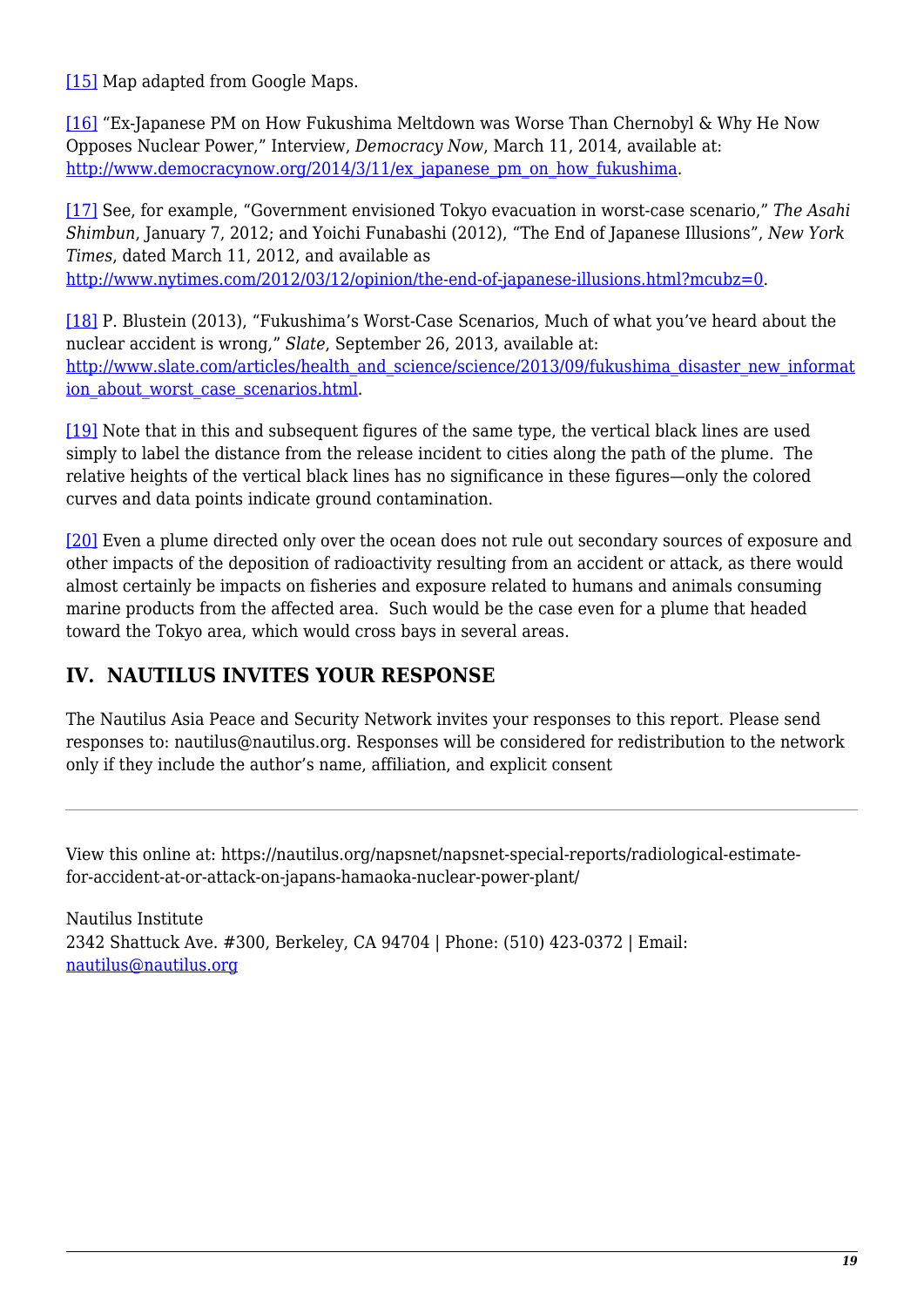[15] Map adapted from Google Maps.

[16] "Ex-Japanese PM on How Fukushima Meltdown was Worse Than Chernobyl & Why He Now Opposes Nuclear Power," Interview, *Democracy Now*, March 11, 2014, available at: http://www.democracynow.org/2014/3/11/ex_japanese_pm_on_how_fukushima.

[17] See, for example, "Government envisioned Tokyo evacuation in worst-case scenario," *The Asahi Shimbun*, January 7, 2012; and Yoichi Funabashi (2012), "The End of Japanese Illusions", *New York Times*, dated March 11, 2012, and available as http://www.nytimes.com/2012/03/12/opinion/the-end-of-japanese-illusions.html?mcubz=0.

[18] P. Blustein (2013), "Fukushima's Worst-Case Scenarios, Much of what you've heard about the nuclear accident is wrong," *Slate*, September 26, 2013, available at: http://www.slate.com/articles/health_and_science/science/2013/09/fukushima_disaster_new_information_about_worst_case_scenarios.html.

[19] Note that in this and subsequent figures of the same type, the vertical black lines are used simply to label the distance from the release incident to cities along the path of the plume. The relative heights of the vertical black lines has no significance in these figures—only the colored curves and data points indicate ground contamination.

[20] Even a plume directed only over the ocean does not rule out secondary sources of exposure and other impacts of the deposition of radioactivity resulting from an accident or attack, as there would almost certainly be impacts on fisheries and exposure related to humans and animals consuming marine products from the affected area. Such would be the case even for a plume that headed toward the Tokyo area, which would cross bays in several areas.

## IV. NAUTILUS INVITES YOUR RESPONSE

The Nautilus Asia Peace and Security Network invites your responses to this report. Please send responses to: nautilus@nautilus.org. Responses will be considered for redistribution to the network only if they include the author's name, affiliation, and explicit consent

---

View this online at: https://nautilus.org/napsnet/napsnet-special-reports/radiological-estimate-for-accident-at-or-attack-on-japans-hamaoka-nuclear-power-plant/

Nautilus Institute
2342 Shattuck Ave. #300, Berkeley, CA 94704 | Phone: (510) 423-0372 | Email: nautilus@nautilus.org